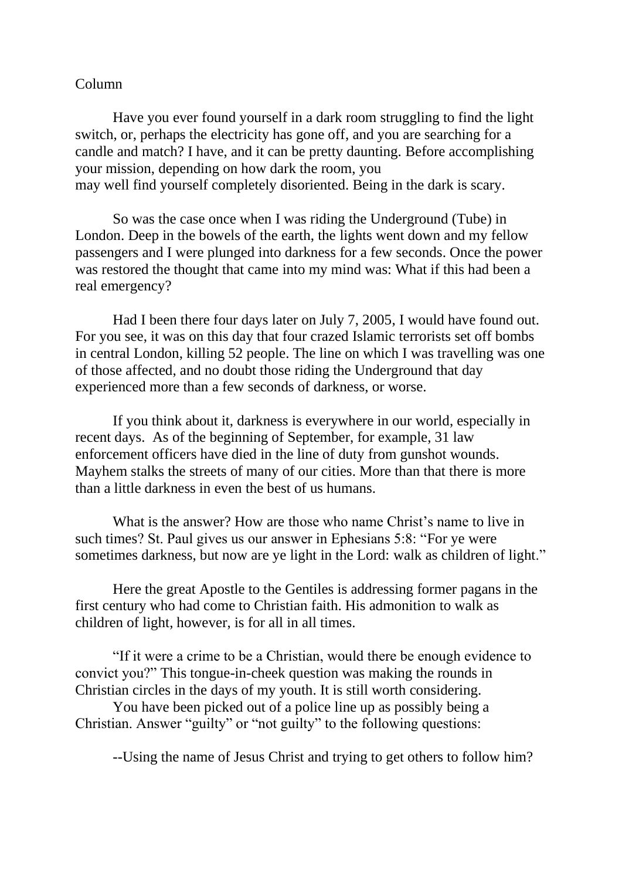Column

Have you ever found yourself in a dark room struggling to find the light switch, or, perhaps the electricity has gone off, and you are searching for a candle and match? I have, and it can be pretty daunting. Before accomplishing your mission, depending on how dark the room, you may well find yourself completely disoriented. Being in the dark is scary.

So was the case once when I was riding the Underground (Tube) in London. Deep in the bowels of the earth, the lights went down and my fellow passengers and I were plunged into darkness for a few seconds. Once the power was restored the thought that came into my mind was: What if this had been a real emergency?

Had I been there four days later on July 7, 2005, I would have found out. For you see, it was on this day that four crazed Islamic terrorists set off bombs in central London, killing 52 people. The line on which I was travelling was one of those affected, and no doubt those riding the Underground that day experienced more than a few seconds of darkness, or worse.

If you think about it, darkness is everywhere in our world, especially in recent days. As of the beginning of September, for example, 31 law enforcement officers have died in the line of duty from gunshot wounds. Mayhem stalks the streets of many of our cities. More than that there is more than a little darkness in even the best of us humans.

What is the answer? How are those who name Christ's name to live in such times? St. Paul gives us our answer in Ephesians 5:8: "For ye were sometimes darkness, but now are ye light in the Lord: walk as children of light."

Here the great Apostle to the Gentiles is addressing former pagans in the first century who had come to Christian faith. His admonition to walk as children of light, however, is for all in all times.

"If it were a crime to be a Christian, would there be enough evidence to convict you?" This tongue-in-cheek question was making the rounds in Christian circles in the days of my youth. It is still worth considering.

You have been picked out of a police line up as possibly being a Christian. Answer "guilty" or "not guilty" to the following questions:

--Using the name of Jesus Christ and trying to get others to follow him?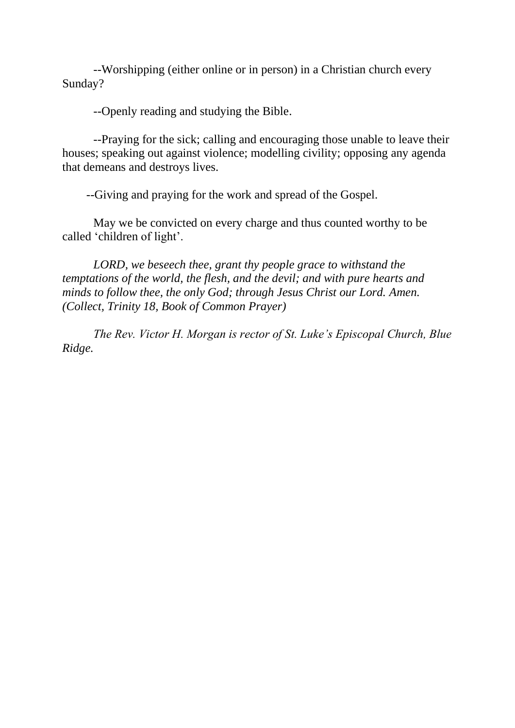--Worshipping (either online or in person) in a Christian church every Sunday?

--Openly reading and studying the Bible.

--Praying for the sick; calling and encouraging those unable to leave their houses; speaking out against violence; modelling civility; opposing any agenda that demeans and destroys lives.

--Giving and praying for the work and spread of the Gospel.

May we be convicted on every charge and thus counted worthy to be called 'children of light'.

*LORD, we beseech thee, grant thy people grace to withstand the temptations of the world, the flesh, and the devil; and with pure hearts and minds to follow thee, the only God; through Jesus Christ our Lord. Amen. (Collect, Trinity 18, Book of Common Prayer)*

*The Rev. Victor H. Morgan is rector of St. Luke's Episcopal Church, Blue Ridge.*